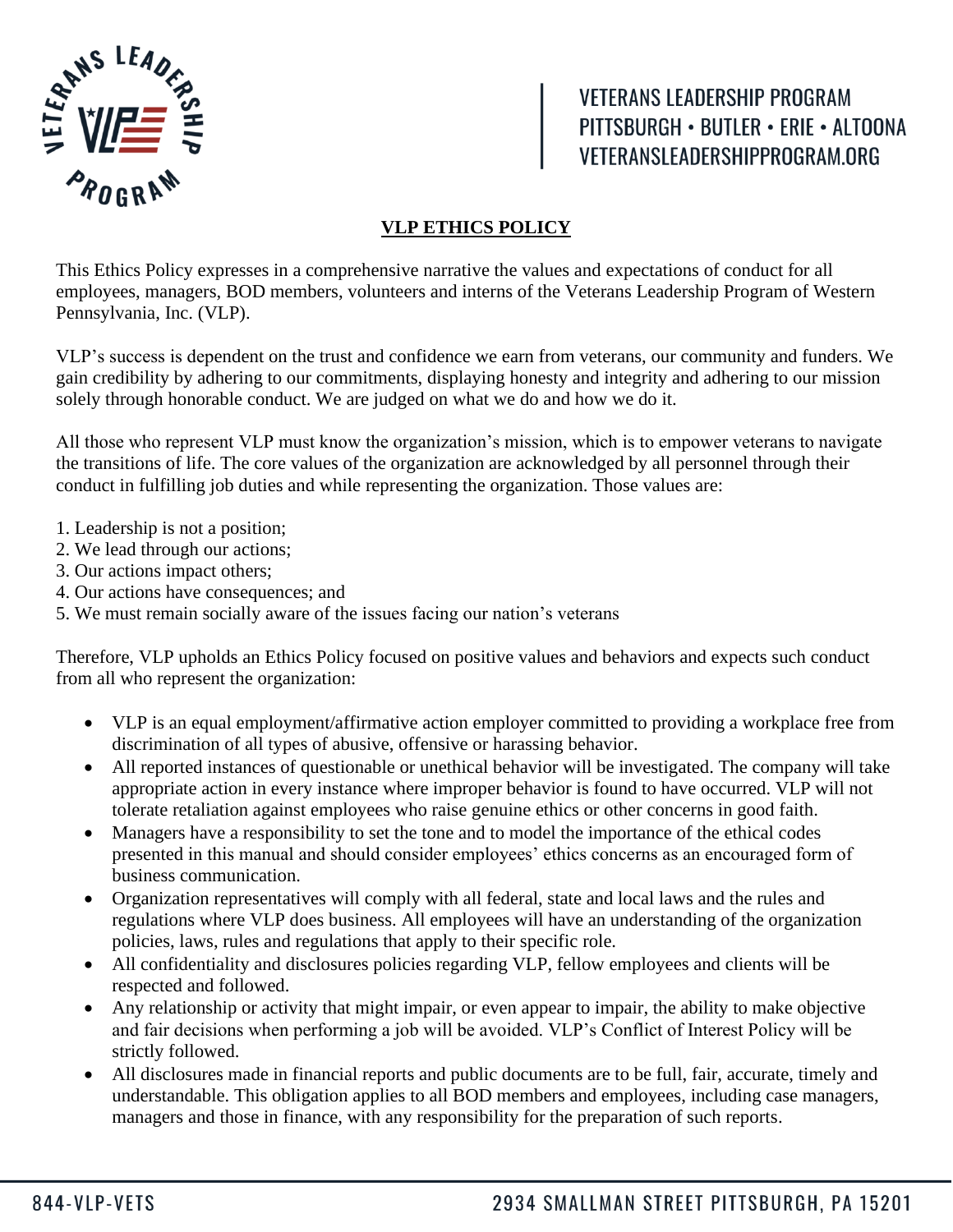# VLP ETHICS POLICY

This Ethics Policy expresses in a comprehensive narrative the values and expectations of conduct for all employees, managers, BOD members, volunteers and interns of the Veterans Leadership Program of Western Pennsylvania, Inc. (VLP).

VLP's success is dependent on the trust and confidence we earn from veterans, our community and funders. We gain credibility by adhering to our commitments, displaying honesty and integrity and adhering to our mission solely through honorable conduct. We are judged on what we do and how we do it.

All those who represent VLP must know the organization's mission, which is to empower veterans to navigate the transitions of life. The core values of the organization are acknowledged by all personnel through their conduct in fulfilling job duties and while representing the organization. Those values are:

1. Leadership is not a position;
2. We lead through our actions;
3. Our actions impact others;
4. Our actions have consequences; and
5. We must remain socially aware of the issues facing our nation's veterans

Therefore, VLP upholds an Ethics Policy focused on positive values and behaviors and expects such conduct from all who represent the organization:

- VLP is an equal employment/affirmative action employer committed to providing a workplace free from discrimination of all types of abusive, offensive or harassing behavior.
- All reported instances of questionable or unethical behavior will be investigated. The company will take appropriate action in every instance where improper behavior is found to have occurred. VLP will not tolerate retaliation against employees who raise genuine ethics or other concerns in good faith.
- Managers have a responsibility to set the tone and to model the importance of the ethical codes presented in this manual and should consider employees' ethics concerns as an encouraged form of business communication.
- Organization representatives will comply with all federal, state and local laws and the rules and regulations where VLP does business. All employees will have an understanding of the organization policies, laws, rules and regulations that apply to their specific role.
- All confidentiality and disclosures policies regarding VLP, fellow employees and clients will be respected and followed.
- Any relationship or activity that might impair, or even appear to impair, the ability to make objective and fair decisions when performing a job will be avoided. VLP's Conflict of Interest Policy will be strictly followed.
- All disclosures made in financial reports and public documents are to be full, fair, accurate, timely and understandable. This obligation applies to all BOD members and employees, including case managers, managers and those in finance, with any responsibility for the preparation of such reports.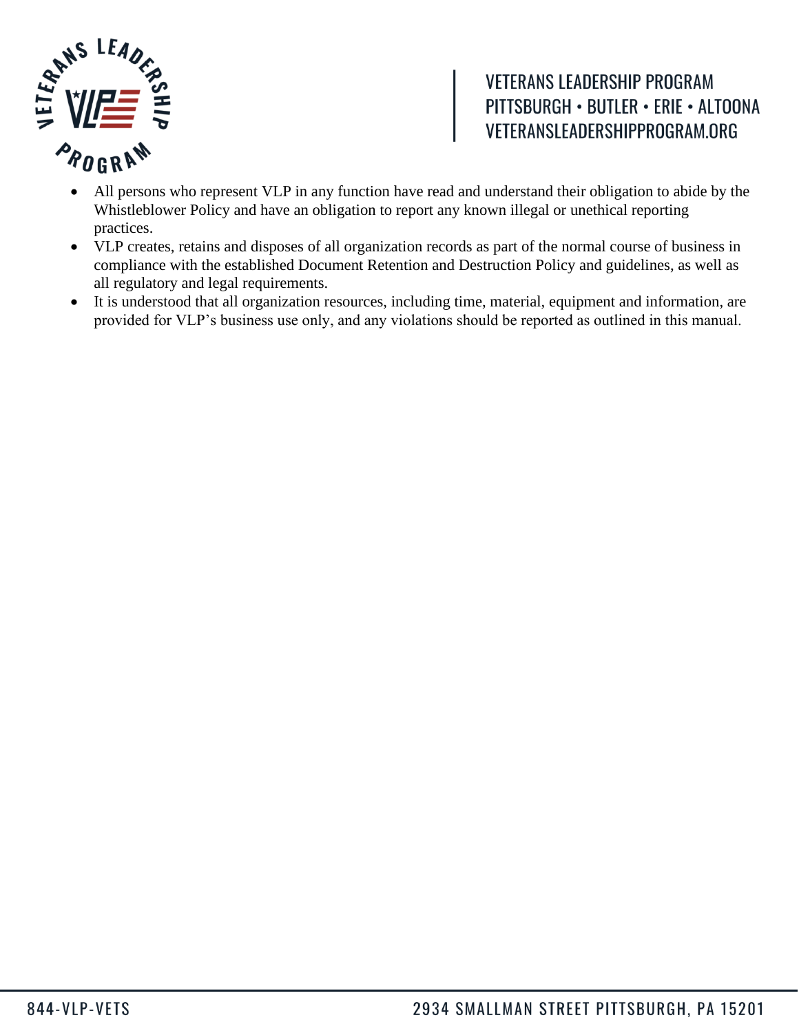- All persons who represent VLP in any function have read and understand their obligation to abide by the Whistleblower Policy and have an obligation to report any known illegal or unethical reporting practices.
- VLP creates, retains and disposes of all organization records as part of the normal course of business in compliance with the established Document Retention and Destruction Policy and guidelines, as well as all regulatory and legal requirements.
- It is understood that all organization resources, including time, material, equipment and information, are provided for VLP's business use only, and any violations should be reported as outlined in this manual.